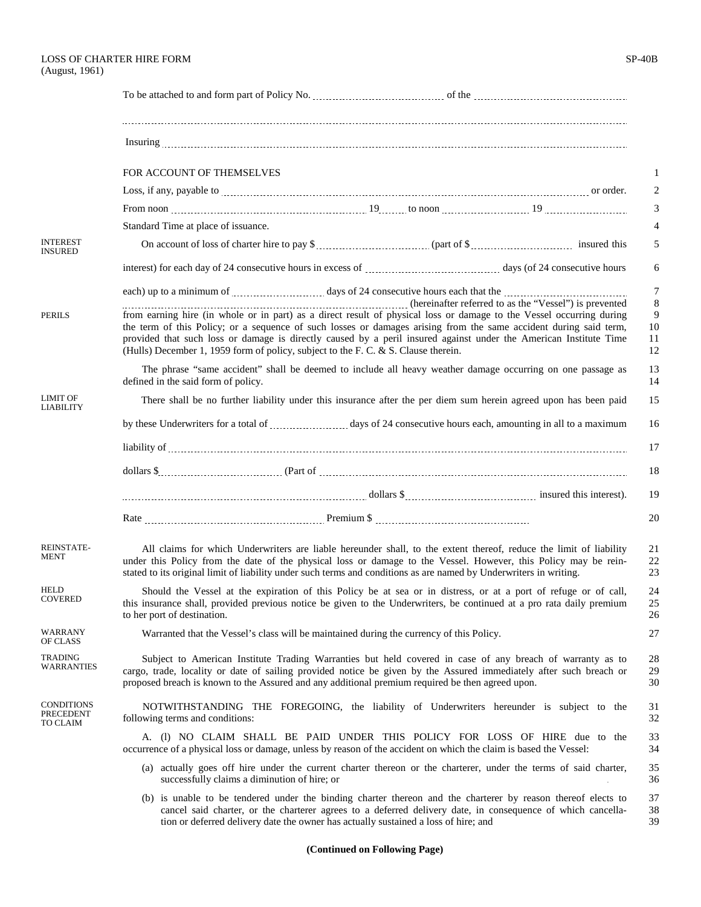LOSS OF CHARTER HIRE FORM
(August, 1961)

SP-40B

To be attached to and form part of Policy No. .................................... of the ....................................

..........................................................................................................................................

Insuring ..........................................................................................................................

FOR ACCOUNT OF THEMSELVES

Loss, if any, payable to .......................................................................................... or order.

From noon .................................................. 19...... to noon ........................ 19 ........................

Standard Time at place of issuance.

**INTEREST INSURED**

On account of loss of charter hire to pay $ ........................ (part of $ ........................ insured this interest) for each day of 24 consecutive hours in excess of ........................ days (of 24 consecutive hours each) up to a minimum of ........................ days of 24 consecutive hours each that the ........................ .................................................................... (hereinafter referred to as the "Vessel") is prevented

**PERILS**

from earning hire (in whole or in part) as a direct result of physical loss or damage to the Vessel occurring during the term of this Policy; or a sequence of such losses or damages arising from the same accident during said term, provided that such loss or damage is directly caused by a peril insured against under the American Institute Time (Hulls) December 1, 1959 form of policy, subject to the F. C. & S. Clause therein.

The phrase "same accident" shall be deemed to include all heavy weather damage occurring on one passage as defined in the said form of policy.

**LIMIT OF LIABILITY**

There shall be no further liability under this insurance after the per diem sum herein agreed upon has been paid by these Underwriters for a total of ........................ days of 24 consecutive hours each, amounting in all to a maximum liability of ..........................................................................................................................................

dollars $ ........................ (Part of ..........................................................................................

.................................................................... dollars $ ........................ insured this interest).

Rate ................................................ Premium $ ................................................

**REINSTATEMENT**

All claims for which Underwriters are liable hereunder shall, to the extent thereof, reduce the limit of liability under this Policy from the date of the physical loss or damage to the Vessel. However, this Policy may be reinstated to its original limit of liability under such terms and conditions as are named by Underwriters in writing.

**HELD COVERED**

Should the Vessel at the expiration of this Policy be at sea or in distress, or at a port of refuge or of call, this insurance shall, provided previous notice be given to the Underwriters, be continued at a pro rata daily premium to her port of destination.

**WARRANTY OF CLASS**

Warranted that the Vessel's class will be maintained during the currency of this Policy.

**TRADING WARRANTIES**

Subject to American Institute Trading Warranties but held covered in case of any breach of warranty as to cargo, trade, locality or date of sailing provided notice be given by the Assured immediately after such breach or proposed breach is known to the Assured and any additional premium required be then agreed upon.

**CONDITIONS PRECEDENT TO CLAIM**

NOTWITHSTANDING THE FOREGOING, the liability of Underwriters hereunder is subject to the following terms and conditions:

A. (l) NO CLAIM SHALL BE PAID UNDER THIS POLICY FOR LOSS OF HIRE due to the occurrence of a physical loss or damage, unless by reason of the accident on which the claim is based the Vessel:

(a) actually goes off hire under the current charter thereon or the charterer, under the terms of said charter, successfully claims a diminution of hire; or

(b) is unable to be tendered under the binding charter thereon and the charterer by reason thereof elects to cancel said charter, or the charterer agrees to a deferred delivery date, in consequence of which cancellation or deferred delivery date the owner has actually sustained a loss of hire; and

**(Continued on Following Page)**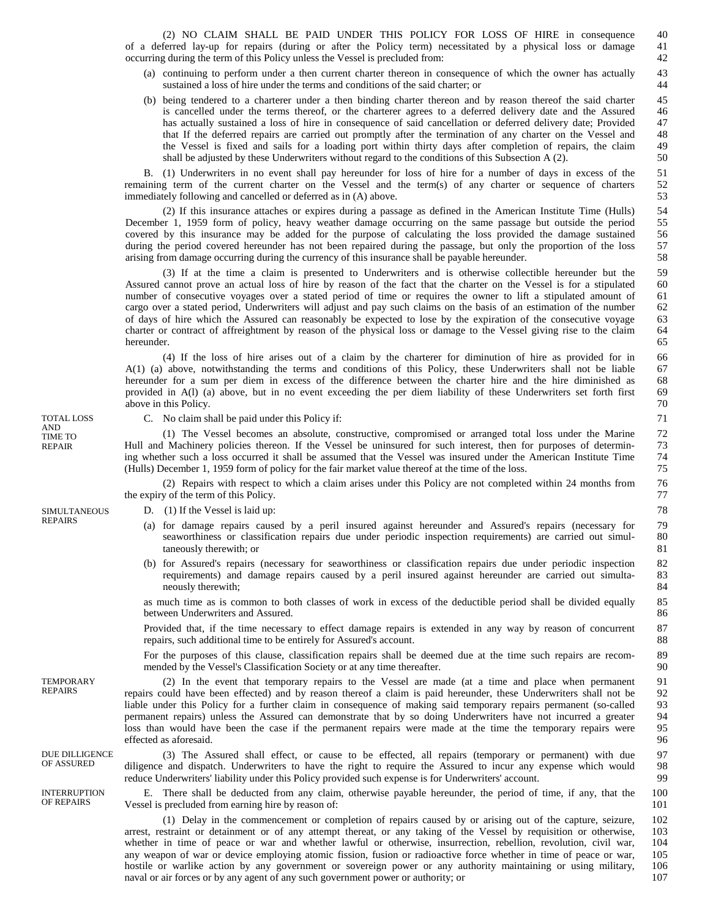(2) NO CLAIM SHALL BE PAID UNDER THIS POLICY FOR LOSS OF HIRE in consequence of a deferred lay-up for repairs (during or after the Policy term) necessitated by a physical loss or damage occurring during the term of this Policy unless the Vessel is precluded from:

(a) continuing to perform under a then current charter thereon in consequence of which the owner has actually sustained a loss of hire under the terms and conditions of the said charter; or

(b) being tendered to a charterer under a then binding charter thereon and by reason thereof the said charter is cancelled under the terms thereof, or the charterer agrees to a deferred delivery date and the Assured has actually sustained a loss of hire in consequence of said cancellation or deferred delivery date; Provided that If the deferred repairs are carried out promptly after the termination of any charter on the Vessel and the Vessel is fixed and sails for a loading port within thirty days after completion of repairs, the claim shall be adjusted by these Underwriters without regard to the conditions of this Subsection A (2).

B. (1) Underwriters in no event shall pay hereunder for loss of hire for a number of days in excess of the remaining term of the current charter on the Vessel and the term(s) of any charter or sequence of charters immediately following and cancelled or deferred as in (A) above.

(2) If this insurance attaches or expires during a passage as defined in the American Institute Time (Hulls) December 1, 1959 form of policy, heavy weather damage occurring on the same passage but outside the period covered by this insurance may be added for the purpose of calculating the loss provided the damage sustained during the period covered hereunder has not been repaired during the passage, but only the proportion of the loss arising from damage occurring during the currency of this insurance shall be payable hereunder.

(3) If at the time a claim is presented to Underwriters and is otherwise collectible hereunder but the Assured cannot prove an actual loss of hire by reason of the fact that the charter on the Vessel is for a stipulated number of consecutive voyages over a stated period of time or requires the owner to lift a stipulated amount of cargo over a stated period, Underwriters will adjust and pay such claims on the basis of an estimation of the number of days of hire which the Assured can reasonably be expected to lose by the expiration of the consecutive voyage charter or contract of affreightment by reason of the physical loss or damage to the Vessel giving rise to the claim hereunder.

(4) If the loss of hire arises out of a claim by the charterer for diminution of hire as provided for in A(1) (a) above, notwithstanding the terms and conditions of this Policy, these Underwriters shall not be liable hereunder for a sum per diem in excess of the difference between the charter hire and the hire diminished as provided in A(l) (a) above, but in no event exceeding the per diem liability of these Underwriters set forth first above in this Policy.

**TOTAL LOSS AND TIME TO REPAIR**

C. No claim shall be paid under this Policy if:

(1) The Vessel becomes an absolute, constructive, compromised or arranged total loss under the Marine Hull and Machinery policies thereon. If the Vessel be uninsured for such interest, then for purposes of determining whether such a loss occurred it shall be assumed that the Vessel was insured under the American Institute Time (Hulls) December 1, 1959 form of policy for the fair market value thereof at the time of the loss.

(2) Repairs with respect to which a claim arises under this Policy are not completed within 24 months from the expiry of the term of this Policy.

**SIMULTANEOUS REPAIRS**

D. (1) If the Vessel is laid up:

(a) for damage repairs caused by a peril insured against hereunder and Assured's repairs (necessary for seaworthiness or classification repairs due under periodic inspection requirements) are carried out simultaneously therewith; or

(b) for Assured's repairs (necessary for seaworthiness or classification repairs due under periodic inspection requirements) and damage repairs caused by a peril insured against hereunder are carried out simultaneously therewith;

as much time as is common to both classes of work in excess of the deductible period shall be divided equally between Underwriters and Assured.

Provided that, if the time necessary to effect damage repairs is extended in any way by reason of concurrent repairs, such additional time to be entirely for Assured's account.

For the purposes of this clause, classification repairs shall be deemed due at the time such repairs are recommended by the Vessel's Classification Society or at any time thereafter.

**TEMPORARY REPAIRS**

(2) In the event that temporary repairs to the Vessel are made (at a time and place when permanent repairs could have been effected) and by reason thereof a claim is paid hereunder, these Underwriters shall not be liable under this Policy for a further claim in consequence of making said temporary repairs permanent (so-called permanent repairs) unless the Assured can demonstrate that by so doing Underwriters have not incurred a greater loss than would have been the case if the permanent repairs were made at the time the temporary repairs were effected as aforesaid.

**DUE DILLIGENCE OF ASSURED**

(3) The Assured shall effect, or cause to be effected, all repairs (temporary or permanent) with due diligence and dispatch. Underwriters to have the right to require the Assured to incur any expense which would reduce Underwriters' liability under this Policy provided such expense is for Underwriters' account.

**INTERRUPTION OF REPAIRS**

E. There shall be deducted from any claim, otherwise payable hereunder, the period of time, if any, that the Vessel is precluded from earning hire by reason of:

(1) Delay in the commencement or completion of repairs caused by or arising out of the capture, seizure, arrest, restraint or detainment or of any attempt thereat, or any taking of the Vessel by requisition or otherwise, whether in time of peace or war and whether lawful or otherwise, insurrection, rebellion, revolution, civil war, any weapon of war or device employing atomic fission, fusion or radioactive force whether in time of peace or war, hostile or warlike action by any government or sovereign power or any authority maintaining or using military, naval or air forces or by any agent of any such government power or authority; or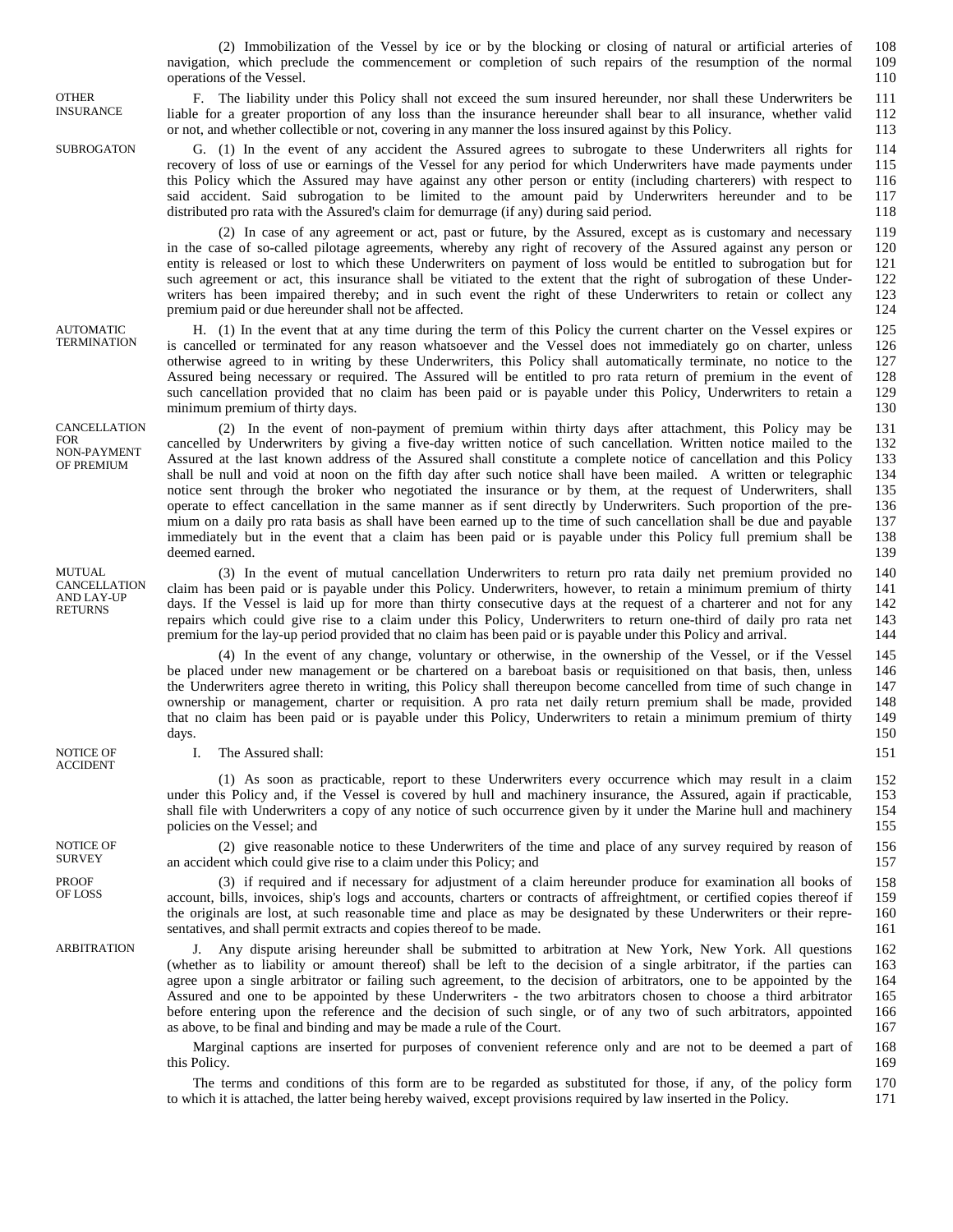(2) Immobilization of the Vessel by ice or by the blocking or closing of natural or artificial arteries of navigation, which preclude the commencement or completion of such repairs of the resumption of the normal operations of the Vessel.

**OTHER INSURANCE**

F. The liability under this Policy shall not exceed the sum insured hereunder, nor shall these Underwriters be liable for a greater proportion of any loss than the insurance hereunder shall bear to all insurance, whether valid or not, and whether collectible or not, covering in any manner the loss insured against by this Policy.

**SUBROGATON**

G. (1) In the event of any accident the Assured agrees to subrogate to these Underwriters all rights for recovery of loss of use or earnings of the Vessel for any period for which Underwriters have made payments under this Policy which the Assured may have against any other person or entity (including charterers) with respect to said accident. Said subrogation to be limited to the amount paid by Underwriters hereunder and to be distributed pro rata with the Assured's claim for demurrage (if any) during said period.

(2) In case of any agreement or act, past or future, by the Assured, except as is customary and necessary in the case of so-called pilotage agreements, whereby any right of recovery of the Assured against any person or entity is released or lost to which these Underwriters on payment of loss would be entitled to subrogation but for such agreement or act, this insurance shall be vitiated to the extent that the right of subrogation of these Underwriters has been impaired thereby; and in such event the right of these Underwriters to retain or collect any premium paid or due hereunder shall not be affected.

**AUTOMATIC TERMINATION**

H. (1) In the event that at any time during the term of this Policy the current charter on the Vessel expires or is cancelled or terminated for any reason whatsoever and the Vessel does not immediately go on charter, unless otherwise agreed to in writing by these Underwriters, this Policy shall automatically terminate, no notice to the Assured being necessary or required. The Assured will be entitled to pro rata return of premium in the event of such cancellation provided that no claim has been paid or is payable under this Policy, Underwriters to retain a minimum premium of thirty days.

**CANCELLATION FOR NON-PAYMENT OF PREMIUM**

(2) In the event of non-payment of premium within thirty days after attachment, this Policy may be cancelled by Underwriters by giving a five-day written notice of such cancellation. Written notice mailed to the Assured at the last known address of the Assured shall constitute a complete notice of cancellation and this Policy shall be null and void at noon on the fifth day after such notice shall have been mailed. A written or telegraphic notice sent through the broker who negotiated the insurance or by them, at the request of Underwriters, shall operate to effect cancellation in the same manner as if sent directly by Underwriters. Such proportion of the premium on a daily pro rata basis as shall have been earned up to the time of such cancellation shall be due and payable immediately but in the event that a claim has been paid or is payable under this Policy full premium shall be deemed earned.

**MUTUAL CANCELLATION AND LAY-UP RETURNS**

(3) In the event of mutual cancellation Underwriters to return pro rata daily net premium provided no claim has been paid or is payable under this Policy. Underwriters, however, to retain a minimum premium of thirty days. If the Vessel is laid up for more than thirty consecutive days at the request of a charterer and not for any repairs which could give rise to a claim under this Policy, Underwriters to return one-third of daily pro rata net premium for the lay-up period provided that no claim has been paid or is payable under this Policy and arrival.

(4) In the event of any change, voluntary or otherwise, in the ownership of the Vessel, or if the Vessel be placed under new management or be chartered on a bareboat basis or requisitioned on that basis, then, unless the Underwriters agree thereto in writing, this Policy shall thereupon become cancelled from time of such change in ownership or management, charter or requisition. A pro rata net daily return premium shall be made, provided that no claim has been paid or is payable under this Policy, Underwriters to retain a minimum premium of thirty days.

**NOTICE OF ACCIDENT**

I. The Assured shall:

(1) As soon as practicable, report to these Underwriters every occurrence which may result in a claim under this Policy and, if the Vessel is covered by hull and machinery insurance, the Assured, again if practicable, shall file with Underwriters a copy of any notice of such occurrence given by it under the Marine hull and machinery policies on the Vessel; and

**NOTICE OF SURVEY**

(2) give reasonable notice to these Underwriters of the time and place of any survey required by reason of an accident which could give rise to a claim under this Policy; and

**PROOF OF LOSS**

(3) if required and if necessary for adjustment of a claim hereunder produce for examination all books of account, bills, invoices, ship's logs and accounts, charters or contracts of affreightment, or certified copies thereof if the originals are lost, at such reasonable time and place as may be designated by these Underwriters or their representatives, and shall permit extracts and copies thereof to be made.

**ARBITRATION**

J. Any dispute arising hereunder shall be submitted to arbitration at New York, New York. All questions (whether as to liability or amount thereof) shall be left to the decision of a single arbitrator, if the parties can agree upon a single arbitrator or failing such agreement, to the decision of arbitrators, one to be appointed by the Assured and one to be appointed by these Underwriters - the two arbitrators chosen to choose a third arbitrator before entering upon the reference and the decision of such single, or of any two of such arbitrators, appointed as above, to be final and binding and may be made a rule of the Court.

Marginal captions are inserted for purposes of convenient reference only and are not to be deemed a part of this Policy.

The terms and conditions of this form are to be regarded as substituted for those, if any, of the policy form to which it is attached, the latter being hereby waived, except provisions required by law inserted in the Policy.